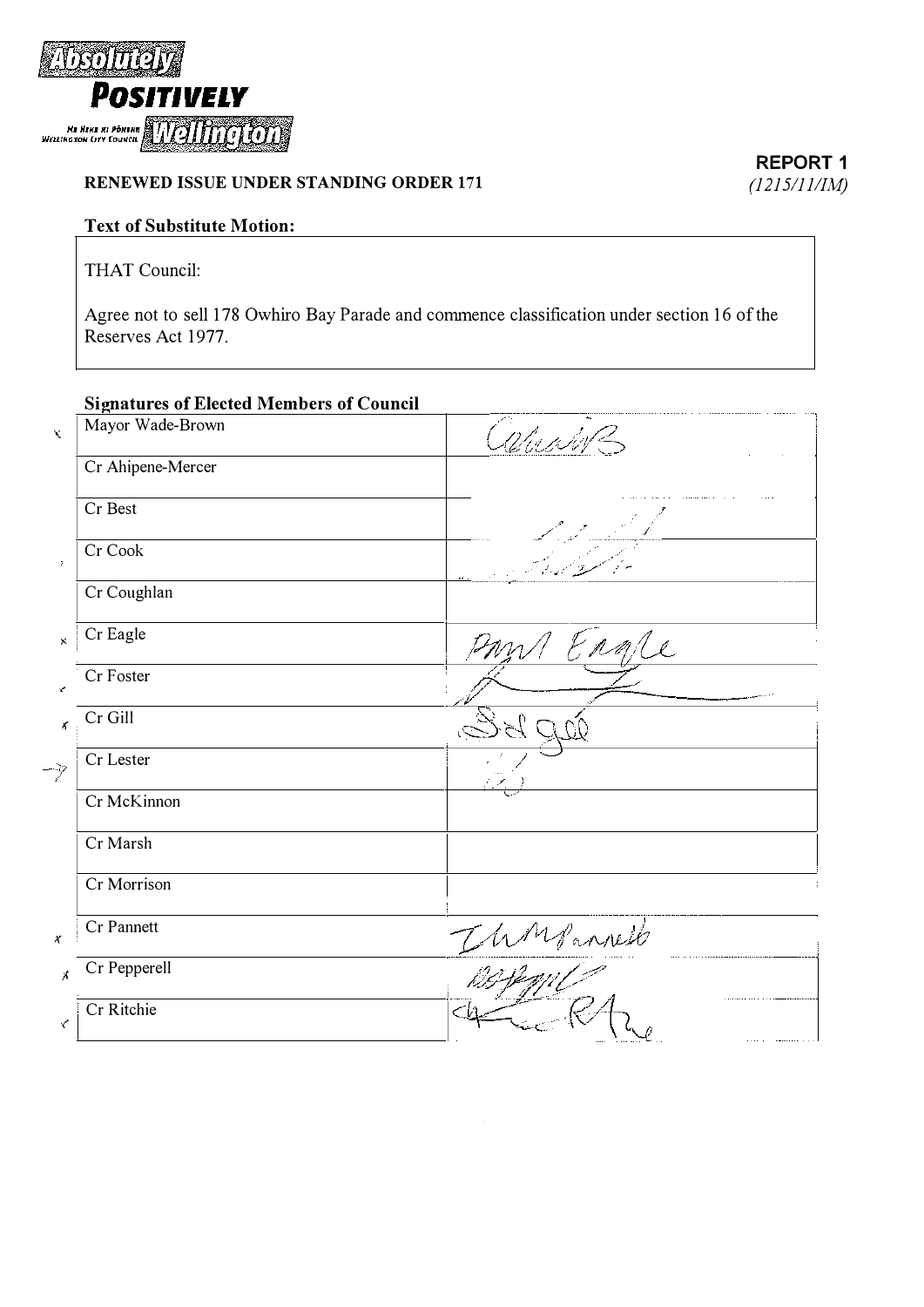**Absolutely POSITIVELY Wellington**
ME HEKE KI PŌNEKE
WELLINGTON CITY COUNCIL

**REPORT 1**
*(1215/11/IM)*

**RENEWED ISSUE UNDER STANDING ORDER 171**

**Text of Substitute Motion:**

THAT Council:

Agree not to sell 178 Owhiro Bay Parade and commence classification under section 16 of the Reserves Act 1977.

**Signatures of Elected Members of Council**

| | |
|---|---|
| Mayor Wade-Brown | [signature] |
| Cr Ahipene-Mercer | |
| Cr Best | [signature] |
| Cr Cook | [signature] |
| Cr Coughlan | |
| Cr Eagle | Paul Eagle [signature] |
| Cr Foster | [signature] |
| Cr Gill | [signature] |
| Cr Lester | [signature] |
| Cr McKinnon | |
| Cr Marsh | |
| Cr Morrison | |
| Cr Pannett | [signature] |
| Cr Pepperell | [signature] |
| Cr Ritchie | [signature] |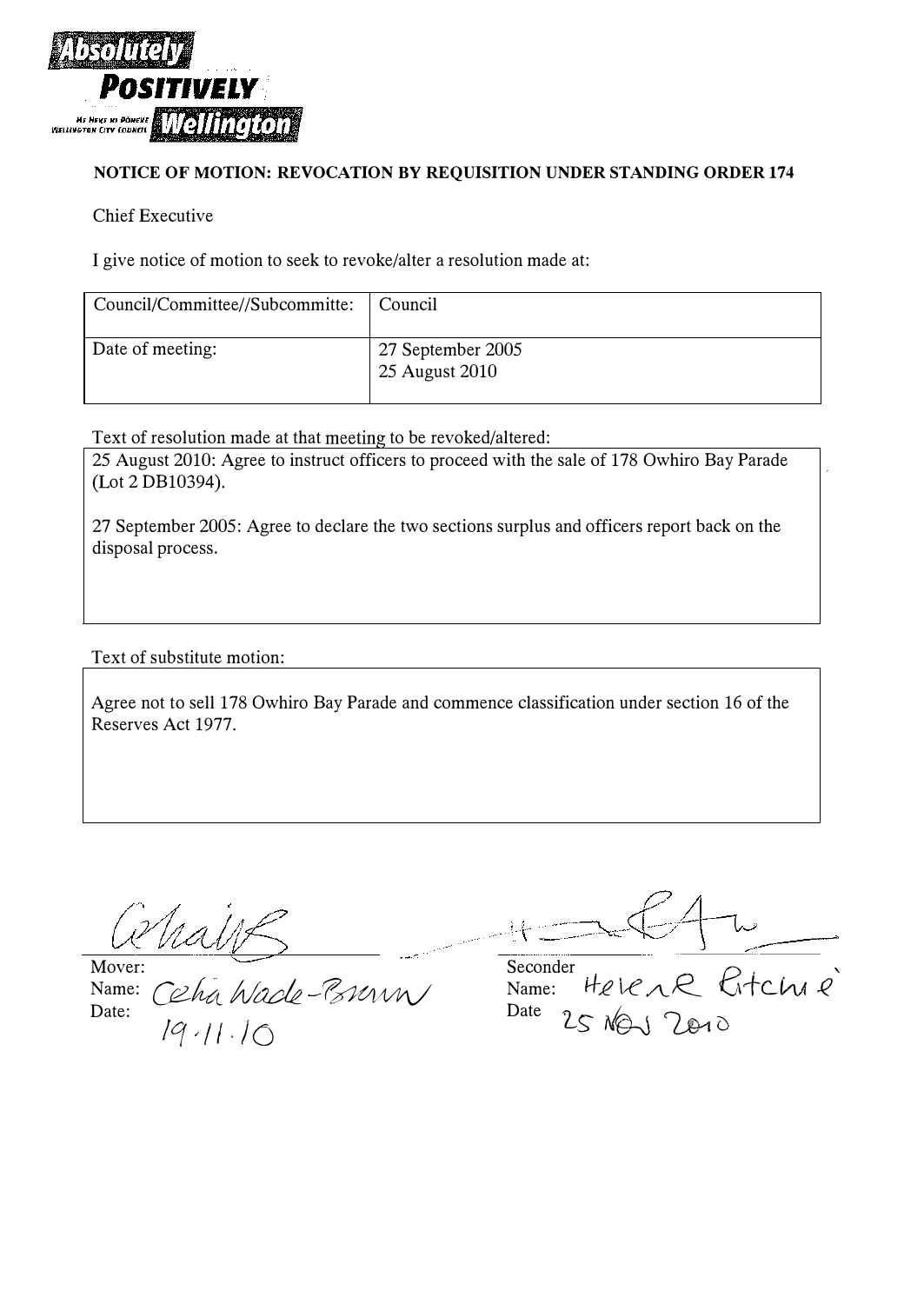Absolutely POSITIVELY Wellington
Me Heke Ki Pōneke Wellington City Council

**NOTICE OF MOTION: REVOCATION BY REQUISITION UNDER STANDING ORDER 174**

Chief Executive

I give notice of motion to seek to revoke/alter a resolution made at:

| | |
|---|---|
| Council/Committee//Subcommitte: | Council |
| Date of meeting: | 27 September 2005<br>25 August 2010 |

Text of resolution made at that meeting to be revoked/altered:

25 August 2010: Agree to instruct officers to proceed with the sale of 178 Owhiro Bay Parade (Lot 2 DB10394).

27 September 2005: Agree to declare the two sections surplus and officers report back on the disposal process.

Text of substitute motion:

Agree not to sell 178 Owhiro Bay Parade and commence classification under section 16 of the Reserves Act 1977.

Mover:
Name: Celia Wade-Brown
Date: 19.11.10

Seconder
Name: Helen Ritchie
Date 25 NOV 2010